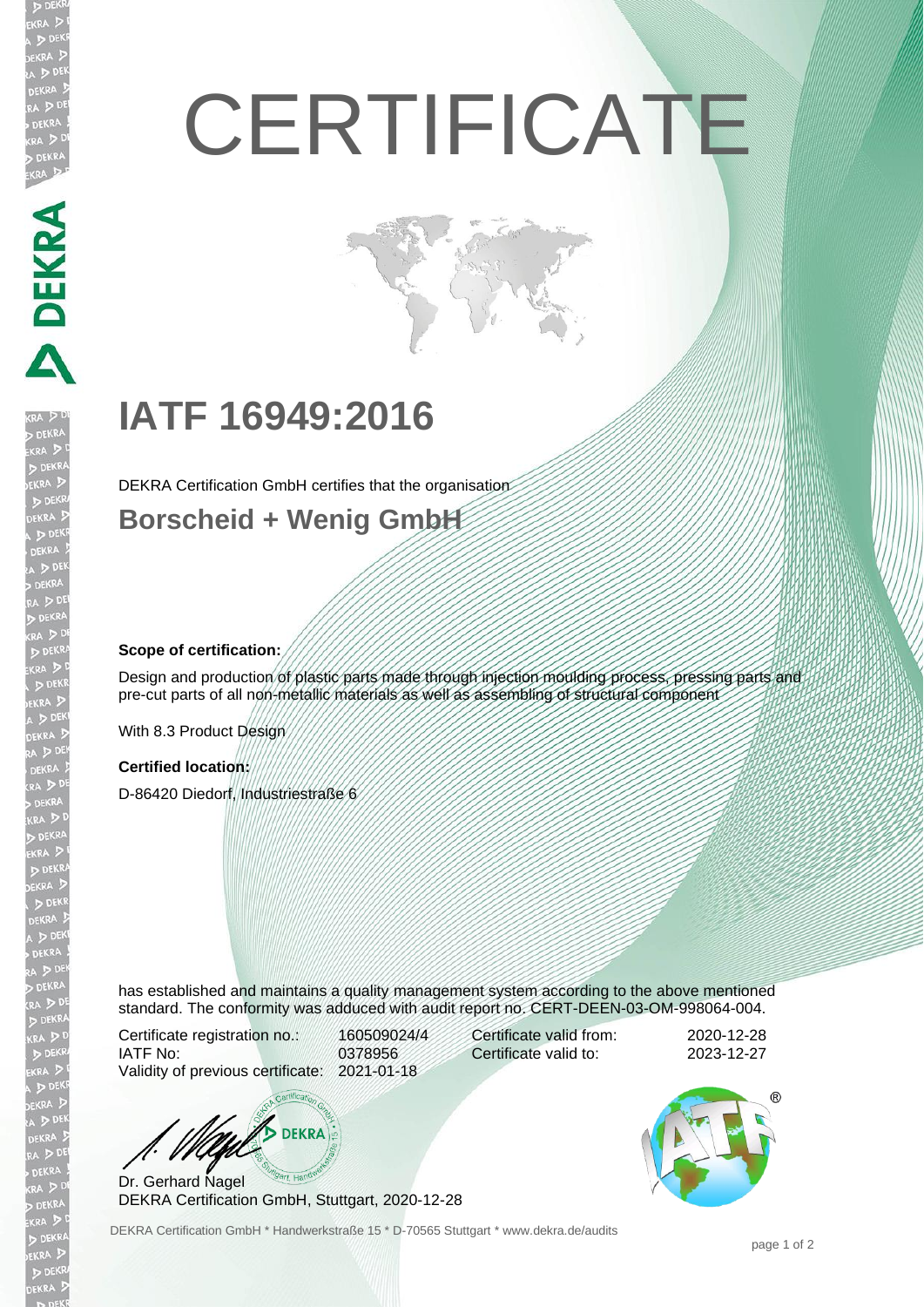# CERTIFICATE

## IATF 16949:2016

DEKRA Certification GmbH certifies that the organisation

### Borscheid + Wenig GmbH

**Scope of certification:**

Design and production of plastic parts made through injection moulding process, pressing parts and pre-cut parts of all non-metallic materials as well as assembling of structural component

With 8.3 Product Design

**Certified location:**

D-86420 Diedorf, Industriestraße 6

has established and maintains a quality management system according to the above mentioned standard. The conformity was adduced with audit report no. CERT-DEEN-03-OM-998064-004.

| | | | |
|---|---|---|---|
| Certificate registration no.: | 160509024/4 | Certificate valid from: | 2020-12-28 |
| IATF No: | 0378956 | Certificate valid to: | 2023-12-27 |
| Validity of previous certificate: | 2021-01-18 | | |

Dr. Gerhard Nagel
DEKRA Certification GmbH, Stuttgart, 2020-12-28

DEKRA Certification GmbH * Handwerkstraße 15 * D-70565 Stuttgart * www.dekra.de/audits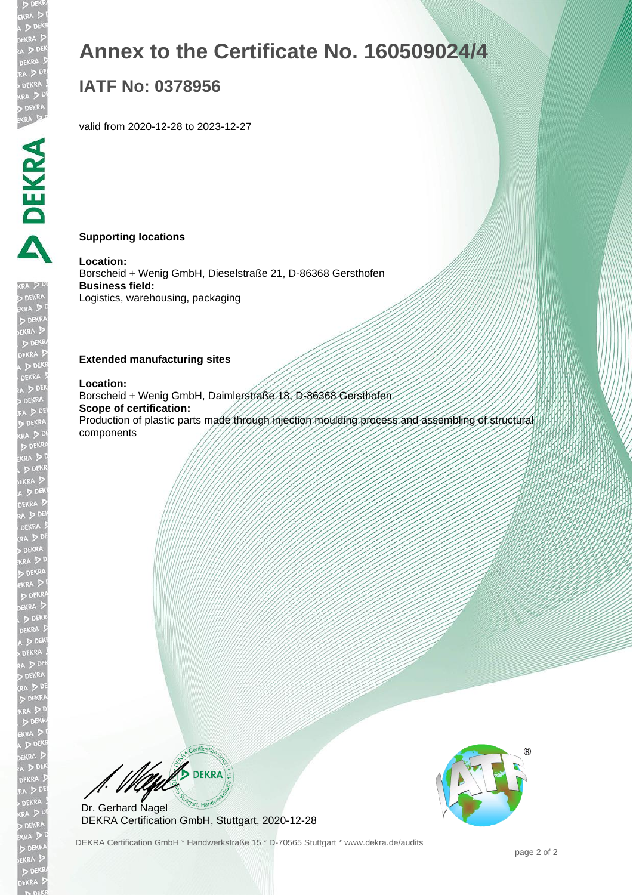# Annex to the Certificate No. 160509024/4

## IATF No: 0378956

valid from 2020-12-28 to 2023-12-27

**Supporting locations**

**Location:**
Borscheid + Wenig GmbH, Dieselstraße 21, D-86368 Gersthofen
**Business field:**
Logistics, warehousing, packaging

**Extended manufacturing sites**

**Location:**
Borscheid + Wenig GmbH, Daimlerstraße 18, D-86368 Gersthofen
**Scope of certification:**
Production of plastic parts made through injection moulding process and assembling of structural components

Dr. Gerhard Nagel
DEKRA Certification GmbH, Stuttgart, 2020-12-28

DEKRA Certification GmbH * Handwerkstraße 15 * D-70565 Stuttgart * www.dekra.de/audits